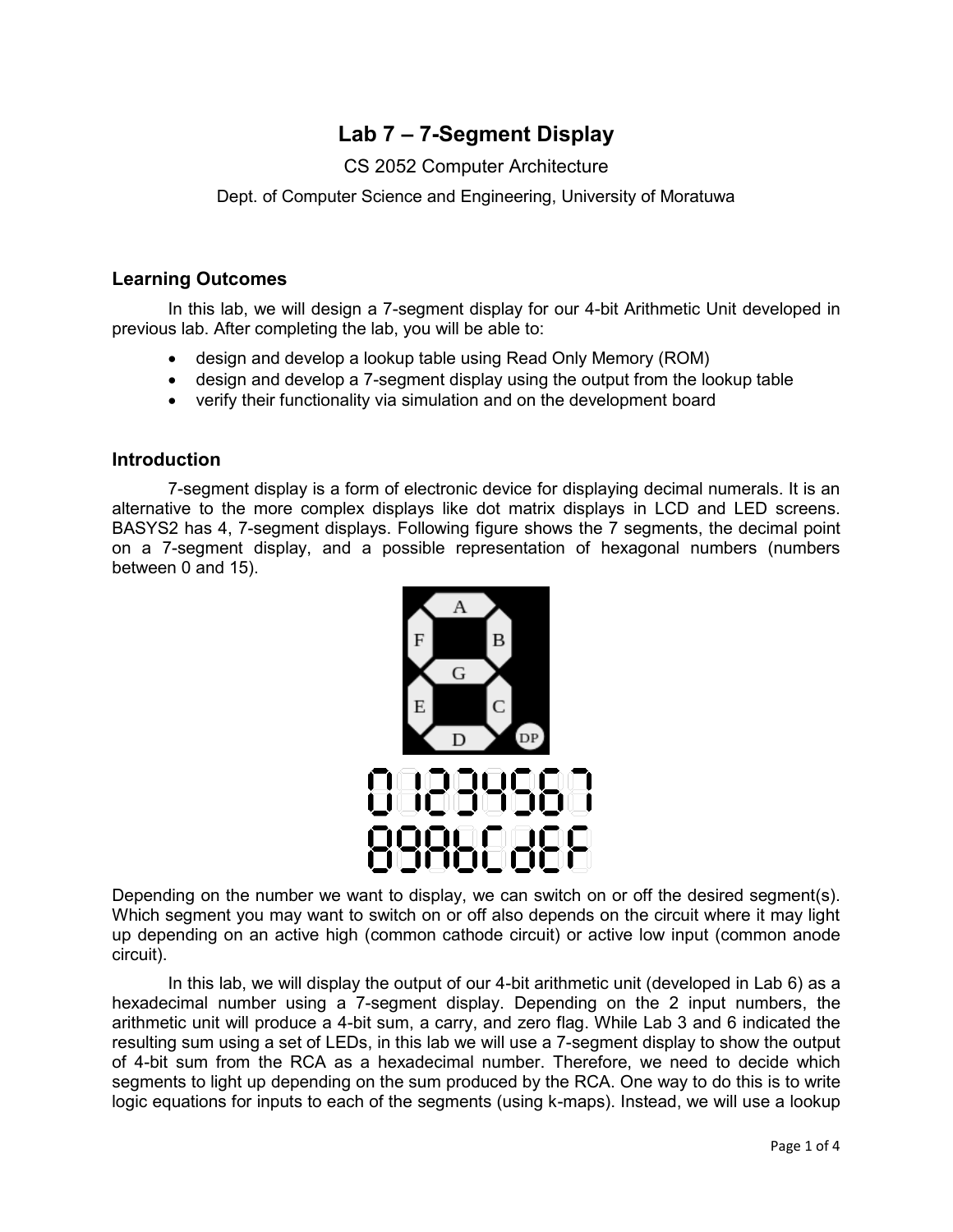# Lab 7 – 7-Segment Display

CS 2052 Computer Architecture

Dept. of Computer Science and Engineering, University of Moratuwa

## Learning Outcomes

In this lab, we will design a 7-segment display for our 4-bit Arithmetic Unit developed in previous lab. After completing the lab, you will be able to:

- design and develop a lookup table using Read Only Memory (ROM)
- design and develop a 7-segment display using the output from the lookup table
- verify their functionality via simulation and on the development board

## Introduction

7-segment display is a form of electronic device for displaying decimal numerals. It is an alternative to the more complex displays like dot matrix displays in LCD and LED screens. BASYS2 has 4, 7-segment displays. Following figure shows the 7 segments, the decimal point on a 7-segment display, and a possible representation of hexagonal numbers (numbers between 0 and 15).

Depending on the number we want to display, we can switch on or off the desired segment(s). Which segment you may want to switch on or off also depends on the circuit where it may light up depending on an active high (common cathode circuit) or active low input (common anode circuit).

In this lab, we will display the output of our 4-bit arithmetic unit (developed in Lab 6) as a hexadecimal number using a 7-segment display. Depending on the 2 input numbers, the arithmetic unit will produce a 4-bit sum, a carry, and zero flag. While Lab 3 and 6 indicated the resulting sum using a set of LEDs, in this lab we will use a 7-segment display to show the output of 4-bit sum from the RCA as a hexadecimal number. Therefore, we need to decide which segments to light up depending on the sum produced by the RCA. One way to do this is to write logic equations for inputs to each of the segments (using k-maps). Instead, we will use a lookup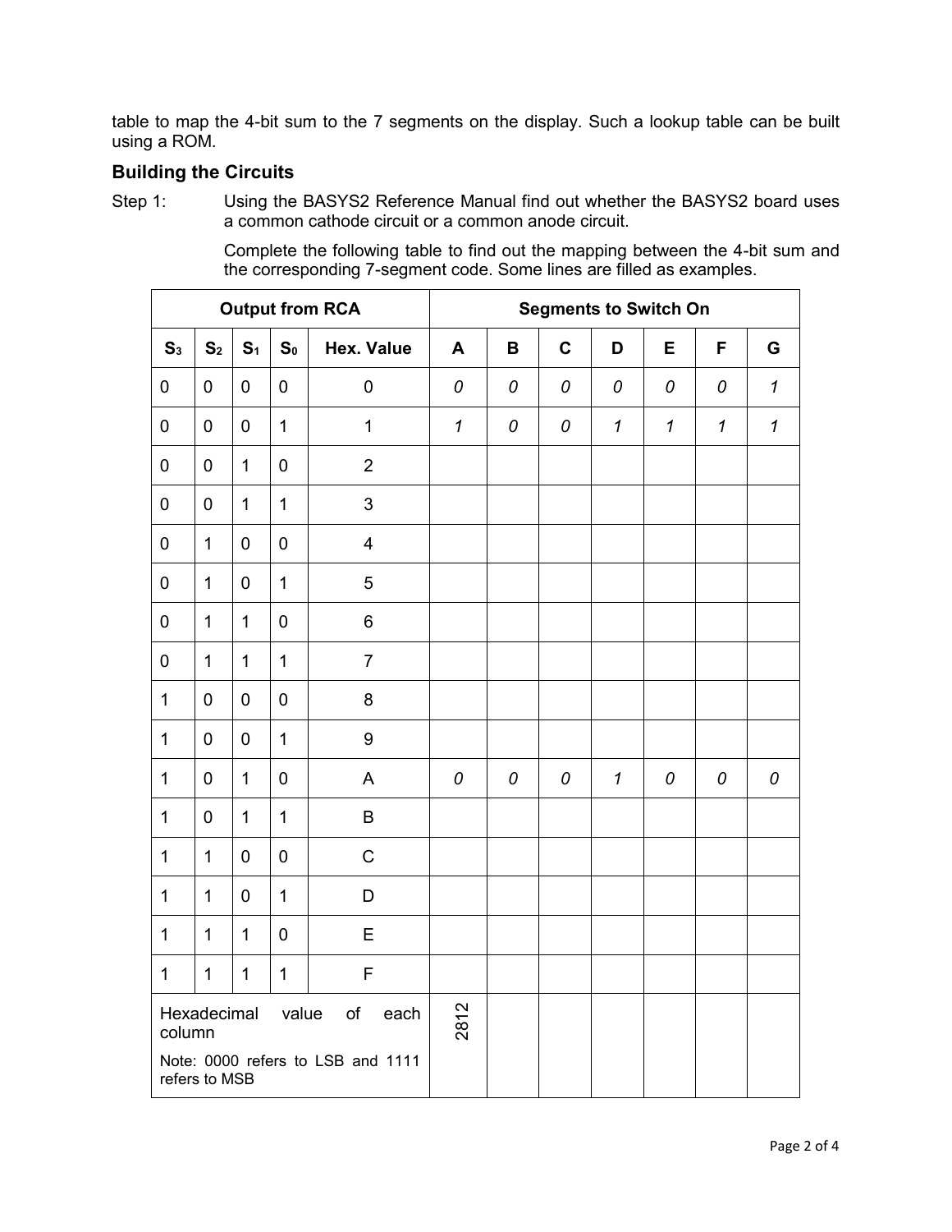table to map the 4-bit sum to the 7 segments on the display. Such a lookup table can be built using a ROM.

### Building the Circuits

Step 1: Using the BASYS2 Reference Manual find out whether the BASYS2 board uses a common cathode circuit or a common anode circuit.

Complete the following table to find out the mapping between the 4-bit sum and the corresponding 7-segment code. Some lines are filled as examples.

| Output from RCA | | | | | Segments to Switch On | | | | | | |
|---|---|---|---|---|---|---|---|---|---|---|---|
| $S_3$ | $S_2$ | $S_1$ | $S_0$ | Hex. Value | A | B | C | D | E | F | G |
| 0 | 0 | 0 | 0 | 0 | *0* | *0* | *0* | *0* | *0* | *0* | *1* |
| 0 | 0 | 0 | 1 | 1 | *1* | *0* | *0* | *1* | *1* | *1* | *1* |
| 0 | 0 | 1 | 0 | 2 | | | | | | | |
| 0 | 0 | 1 | 1 | 3 | | | | | | | |
| 0 | 1 | 0 | 0 | 4 | | | | | | | |
| 0 | 1 | 0 | 1 | 5 | | | | | | | |
| 0 | 1 | 1 | 0 | 6 | | | | | | | |
| 0 | 1 | 1 | 1 | 7 | | | | | | | |
| 1 | 0 | 0 | 0 | 8 | | | | | | | |
| 1 | 0 | 0 | 1 | 9 | | | | | | | |
| 1 | 0 | 1 | 0 | A | *0* | *0* | *0* | *1* | *0* | *0* | *0* |
| 1 | 0 | 1 | 1 | B | | | | | | | |
| 1 | 1 | 0 | 0 | C | | | | | | | |
| 1 | 1 | 0 | 1 | D | | | | | | | |
| 1 | 1 | 1 | 0 | E | | | | | | | |
| 1 | 1 | 1 | 1 | F | | | | | | | |
| Hexadecimal value of each column<br>Note: 0000 refers to LSB and 1111 refers to MSB | | | | | 2812 | | | | | | |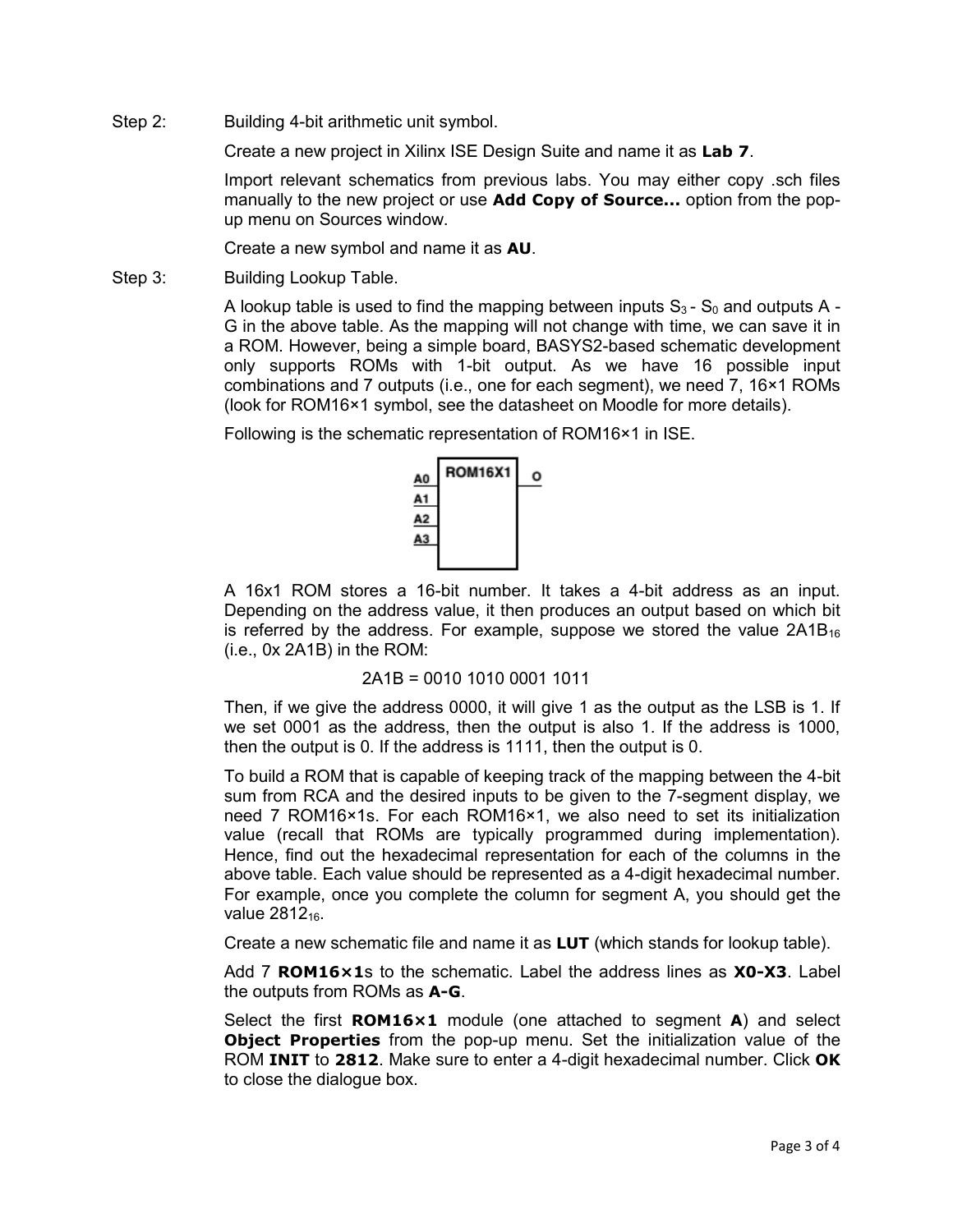Step 2: Building 4-bit arithmetic unit symbol.

Create a new project in Xilinx ISE Design Suite and name it as **Lab 7**.

Import relevant schematics from previous labs. You may either copy .sch files manually to the new project or use **Add Copy of Source...** option from the pop-up menu on Sources window.

Create a new symbol and name it as **AU**.

Step 3: Building Lookup Table.

A lookup table is used to find the mapping between inputs $S_3$ - $S_0$ and outputs A - G in the above table. As the mapping will not change with time, we can save it in a ROM. However, being a simple board, BASYS2-based schematic development only supports ROMs with 1-bit output. As we have 16 possible input combinations and 7 outputs (i.e., one for each segment), we need 7, 16×1 ROMs (look for ROM16×1 symbol, see the datasheet on Moodle for more details).

Following is the schematic representation of ROM16×1 in ISE.

ROM16X1 (inputs: A0, A1, A2, A3; output: O)

A 16x1 ROM stores a 16-bit number. It takes a 4-bit address as an input. Depending on the address value, it then produces an output based on which bit is referred by the address. For example, suppose we stored the value $2A1B_{16}$ (i.e., 0x 2A1B) in the ROM:

2A1B = 0010 1010 0001 1011

Then, if we give the address 0000, it will give 1 as the output as the LSB is 1. If we set 0001 as the address, then the output is also 1. If the address is 1000, then the output is 0. If the address is 1111, then the output is 0.

To build a ROM that is capable of keeping track of the mapping between the 4-bit sum from RCA and the desired inputs to be given to the 7-segment display, we need 7 ROM16×1s. For each ROM16×1, we also need to set its initialization value (recall that ROMs are typically programmed during implementation). Hence, find out the hexadecimal representation for each of the columns in the above table. Each value should be represented as a 4-digit hexadecimal number. For example, once you complete the column for segment A, you should get the value $2812_{16}$.

Create a new schematic file and name it as **LUT** (which stands for lookup table).

Add 7 **ROM16×1**s to the schematic. Label the address lines as **X0-X3**. Label the outputs from ROMs as **A-G**.

Select the first **ROM16×1** module (one attached to segment **A**) and select **Object Properties** from the pop-up menu. Set the initialization value of the ROM **INIT** to **2812**. Make sure to enter a 4-digit hexadecimal number. Click **OK** to close the dialogue box.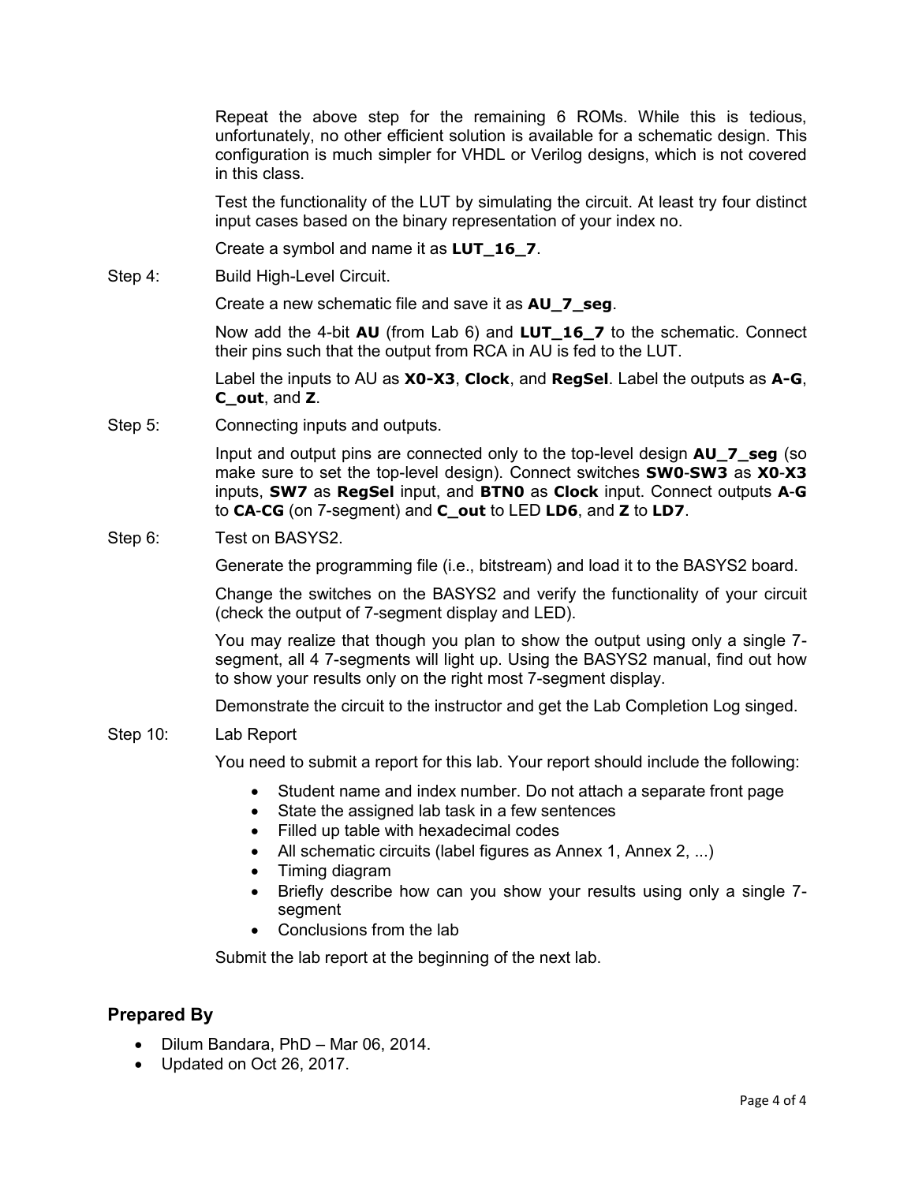Repeat the above step for the remaining 6 ROMs. While this is tedious, unfortunately, no other efficient solution is available for a schematic design. This configuration is much simpler for VHDL or Verilog designs, which is not covered in this class.

Test the functionality of the LUT by simulating the circuit. At least try four distinct input cases based on the binary representation of your index no.

Create a symbol and name it as **LUT_16_7**.

Step 4: Build High-Level Circuit.

Create a new schematic file and save it as **AU_7_seg**.

Now add the 4-bit **AU** (from Lab 6) and **LUT_16_7** to the schematic. Connect their pins such that the output from RCA in AU is fed to the LUT.

Label the inputs to AU as **X0-X3**, **Clock**, and **RegSel**. Label the outputs as **A-G**, **C_out**, and **Z**.

Step 5: Connecting inputs and outputs.

Input and output pins are connected only to the top-level design **AU_7_seg** (so make sure to set the top-level design). Connect switches **SW0**-**SW3** as **X0**-**X3** inputs, **SW7** as **RegSel** input, and **BTN0** as **Clock** input. Connect outputs **A**-**G** to **CA**-**CG** (on 7-segment) and **C_out** to LED **LD6**, and **Z** to **LD7**.

Step 6: Test on BASYS2.

Generate the programming file (i.e., bitstream) and load it to the BASYS2 board.

Change the switches on the BASYS2 and verify the functionality of your circuit (check the output of 7-segment display and LED).

You may realize that though you plan to show the output using only a single 7-segment, all 4 7-segments will light up. Using the BASYS2 manual, find out how to show your results only on the right most 7-segment display.

Demonstrate the circuit to the instructor and get the Lab Completion Log singed.

Step 10: Lab Report

You need to submit a report for this lab. Your report should include the following:

- Student name and index number. Do not attach a separate front page
- State the assigned lab task in a few sentences
- Filled up table with hexadecimal codes
- All schematic circuits (label figures as Annex 1, Annex 2, ...)
- Timing diagram
- Briefly describe how can you show your results using only a single 7-segment
- Conclusions from the lab

Submit the lab report at the beginning of the next lab.

## Prepared By

- Dilum Bandara, PhD – Mar 06, 2014.
- Updated on Oct 26, 2017.